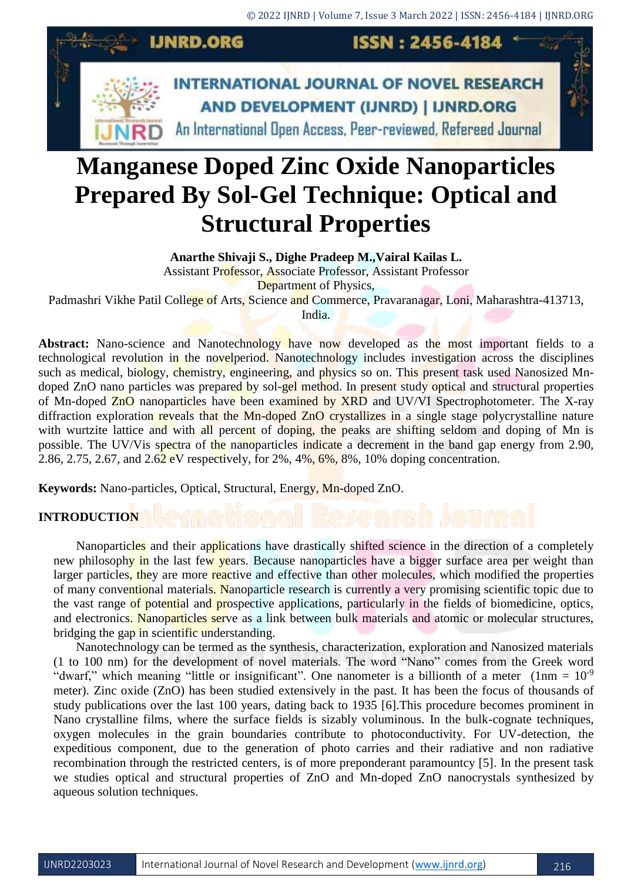# Manganese Doped Zinc Oxide Nanoparticles Prepared By Sol-Gel Technique: Optical and Structural Properties

**Anarthe Shivaji S., Dighe Pradeep M.,Vairal Kailas L.**

Assistant Professor, Associate Professor, Assistant Professor

Department of Physics,

Padmashri Vikhe Patil College of Arts, Science and Commerce, Pravaranagar, Loni, Maharashtra-413713, India.

**Abstract:** Nano-science and Nanotechnology have now developed as the most important fields to a technological revolution in the novelperiod. Nanotechnology includes investigation across the disciplines such as medical, biology, chemistry, engineering, and physics so on. This present task used Nanosized Mn-doped ZnO nano particles was prepared by sol-gel method. In present study optical and structural properties of Mn-doped ZnO nanoparticles have been examined by XRD and UV/VI Spectrophotometer. The X-ray diffraction exploration reveals that the Mn-doped ZnO crystallizes in a single stage polycrystalline nature with wurtzite lattice and with all percent of doping, the peaks are shifting seldom and doping of Mn is possible. The UV/Vis spectra of the nanoparticles indicate a decrement in the band gap energy from 2.90, 2.86, 2.75, 2.67, and 2.62 eV respectively, for 2%, 4%, 6%, 8%, 10% doping concentration.

**Keywords:** Nano-particles, Optical, Structural, Energy, Mn-doped ZnO.

## INTRODUCTION

Nanoparticles and their applications have drastically shifted science in the direction of a completely new philosophy in the last few years. Because nanoparticles have a bigger surface area per weight than larger particles, they are more reactive and effective than other molecules, which modified the properties of many conventional materials. Nanoparticle research is currently a very promising scientific topic due to the vast range of potential and prospective applications, particularly in the fields of biomedicine, optics, and electronics. Nanoparticles serve as a link between bulk materials and atomic or molecular structures, bridging the gap in scientific understanding.

Nanotechnology can be termed as the synthesis, characterization, exploration and Nanosized materials (1 to 100 nm) for the development of novel materials. The word "Nano" comes from the Greek word "dwarf," which meaning "little or insignificant". One nanometer is a billionth of a meter ($1nm = 10^{-9}$ meter). Zinc oxide (ZnO) has been studied extensively in the past. It has been the focus of thousands of study publications over the last 100 years, dating back to 1935 [6].This procedure becomes prominent in Nano crystalline films, where the surface fields is sizably voluminous. In the bulk-cognate techniques, oxygen molecules in the grain boundaries contribute to photoconductivity. For UV-detection, the expeditious component, due to the generation of photo carries and their radiative and non radiative recombination through the restricted centers, is of more preponderant paramountcy [5]. In the present task we studies optical and structural properties of ZnO and Mn-doped ZnO nanocrystals synthesized by aqueous solution techniques.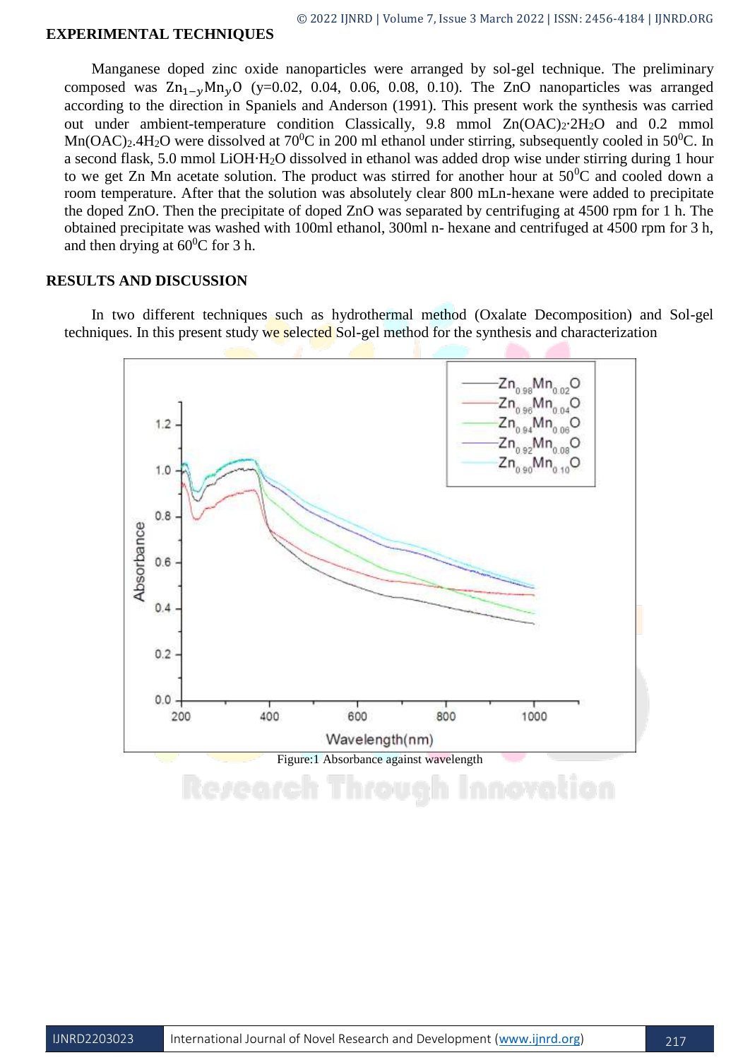## EXPERIMENTAL TECHNIQUES

Manganese doped zinc oxide nanoparticles were arranged by sol-gel technique. The preliminary composed was $Zn_{1-y}Mn_yO$ (y=0.02, 0.04, 0.06, 0.08, 0.10). The ZnO nanoparticles was arranged according to the direction in Spaniels and Anderson (1991). This present work the synthesis was carried out under ambient-temperature condition Classically, 9.8 mmol $Zn(OAC)_2{\cdot}2H_2O$ and 0.2 mmol $Mn(OAC)_2.4H_2O$ were dissolved at 70$^0$C in 200 ml ethanol under stirring, subsequently cooled in 50$^0$C. In a second flask, 5.0 mmol $LiOH{\cdot}H_2O$ dissolved in ethanol was added drop wise under stirring during 1 hour to we get Zn Mn acetate solution. The product was stirred for another hour at 50$^0$C and cooled down a room temperature. After that the solution was absolutely clear 800 mLn-hexane were added to precipitate the doped ZnO. Then the precipitate of doped ZnO was separated by centrifuging at 4500 rpm for 1 h. The obtained precipitate was washed with 100ml ethanol, 300ml n- hexane and centrifuged at 4500 rpm for 3 h, and then drying at 60$^0$C for 3 h.

## RESULTS AND DISCUSSION

In two different techniques such as hydrothermal method (Oxalate Decomposition) and Sol-gel techniques. In this present study we selected Sol-gel method for the synthesis and characterization

Figure:1 Absorbance against wavelength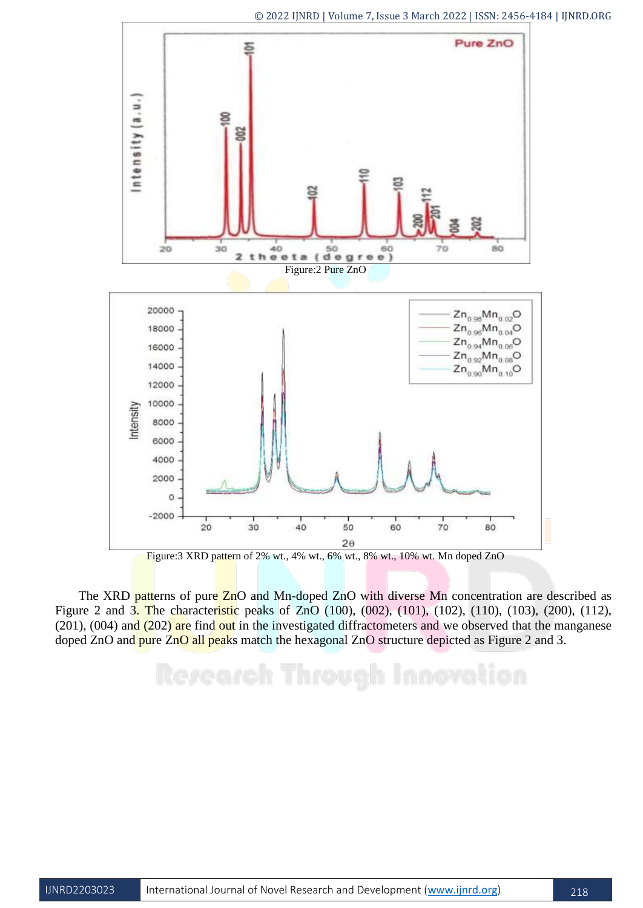Figure:2 Pure ZnO

Figure:3 XRD pattern of 2% wt., 4% wt., 6% wt., 8% wt., 10% wt. Mn doped ZnO

The XRD patterns of pure ZnO and Mn-doped ZnO with diverse Mn concentration are described as Figure 2 and 3. The characteristic peaks of ZnO (100), (002), (101), (102), (110), (103), (200), (112), (201), (004) and (202) are find out in the investigated diffractometers and we observed that the manganese doped ZnO and pure ZnO all peaks match the hexagonal ZnO structure depicted as Figure 2 and 3.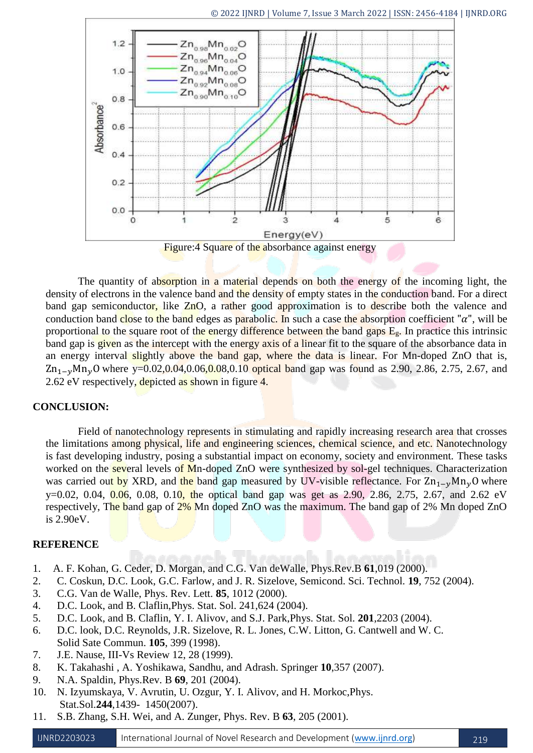Figure:4 Square of the absorbance against energy

The quantity of absorption in a material depends on both the energy of the incoming light, the density of electrons in the valence band and the density of empty states in the conduction band. For a direct band gap semiconductor, like ZnO, a rather good approximation is to describe both the valence and conduction band close to the band edges as parabolic. In such a case the absorption coefficient "$\alpha$", will be proportional to the square root of the energy difference between the band gaps $E_g$. In practice this intrinsic band gap is given as the intercept with the energy axis of a linear fit to the square of the absorbance data in an energy interval slightly above the band gap, where the data is linear. For Mn-doped ZnO that is, $Zn_{1-y}Mn_yO$ where y=0.02,0.04,0.06,0.08,0.10 optical band gap was found as 2.90, 2.86, 2.75, 2.67, and 2.62 eV respectively, depicted as shown in figure 4.

## CONCLUSION:

Field of nanotechnology represents in stimulating and rapidly increasing research area that crosses the limitations among physical, life and engineering sciences, chemical science, and etc. Nanotechnology is fast developing industry, posing a substantial impact on economy, society and environment. These tasks worked on the several levels of Mn-doped ZnO were synthesized by sol-gel techniques. Characterization was carried out by XRD, and the band gap measured by UV-visible reflectance. For $Zn_{1-y}Mn_yO$ where y=0.02, 0.04, 0.06, 0.08, 0.10, the optical band gap was get as 2.90, 2.86, 2.75, 2.67, and 2.62 eV respectively, The band gap of 2% Mn doped ZnO was the maximum. The band gap of 2% Mn doped ZnO is 2.90eV.

## REFERENCE

1. A. F. Kohan, G. Ceder, D. Morgan, and C.G. Van deWalle, Phys.Rev.B **61**,019 (2000).
2. C. Coskun, D.C. Look, G.C. Farlow, and J. R. Sizelove, Semicond. Sci. Technol. **19**, 752 (2004).
3. C.G. Van de Walle, Phys. Rev. Lett. **85**, 1012 (2000).
4. D.C. Look, and B. Claflin,Phys. Stat. Sol. 241,624 (2004).
5. D.C. Look, and B. Claflin, Y. I. Alivov, and S.J. Park,Phys. Stat. Sol. **201**,2203 (2004).
6. D.C. look, D.C. Reynolds, J.R. Sizelove, R. L. Jones, C.W. Litton, G. Cantwell and W. C. Solid Sate Commun. **105**, 399 (1998).
7. J.E. Nause, III-Vs Review 12, 28 (1999).
8. K. Takahashi , A. Yoshikawa, Sandhu, and Adrash. Springer **10**,357 (2007).
9. N.A. Spaldin, Phys.Rev. B **69**, 201 (2004).
10. N. Izyumskaya, V. Avrutin, U. Ozgur, Y. I. Alivov, and H. Morkoc,Phys. Stat.Sol.**244**,1439- 1450(2007).
11. S.B. Zhang, S.H. Wei, and A. Zunger, Phys. Rev. B **63**, 205 (2001).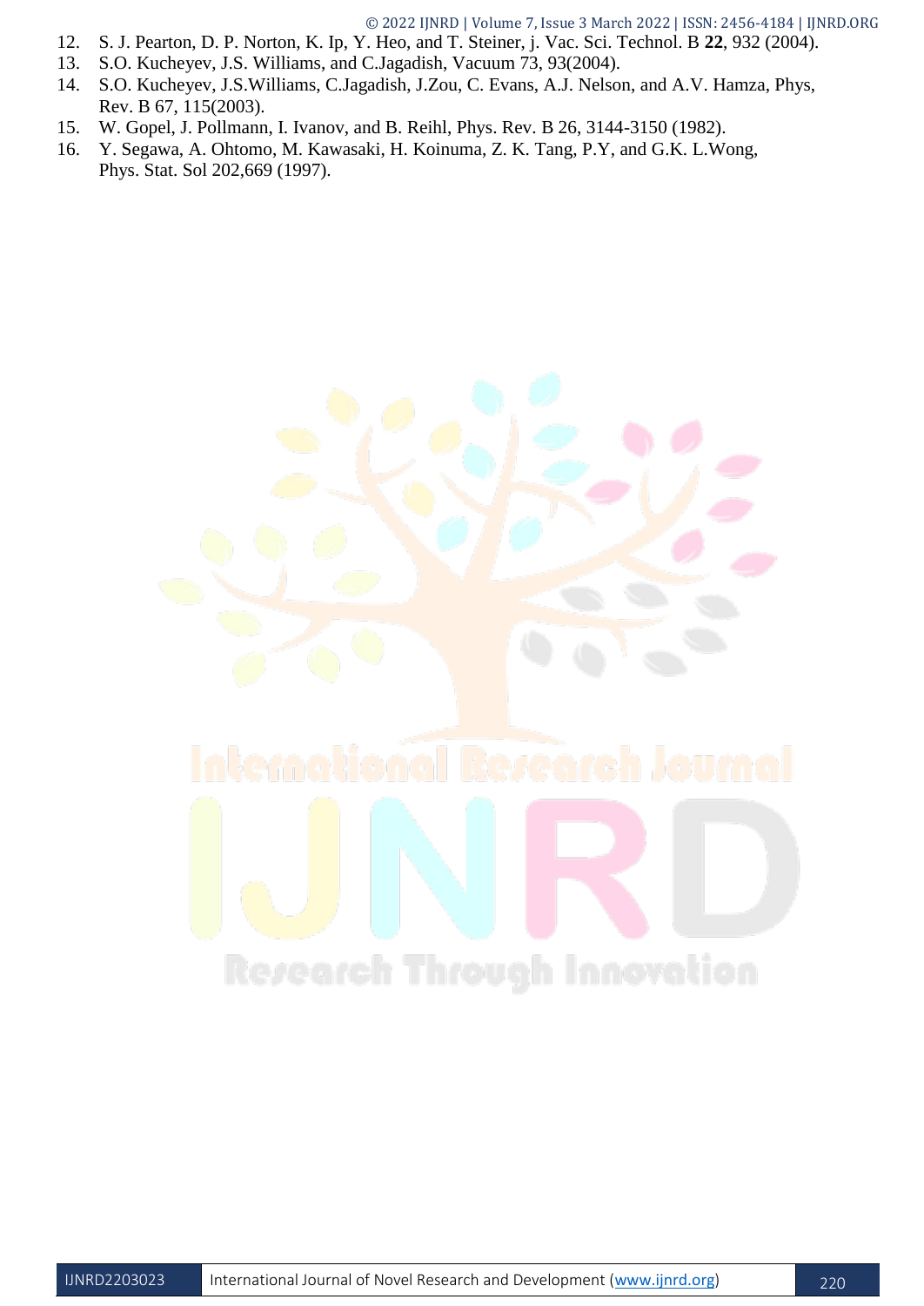12. S. J. Pearton, D. P. Norton, K. Ip, Y. Heo, and T. Steiner, j. Vac. Sci. Technol. B **22**, 932 (2004).
13. S.O. Kucheyev, J.S. Williams, and C.Jagadish, Vacuum 73, 93(2004).
14. S.O. Kucheyev, J.S.Williams, C.Jagadish, J.Zou, C. Evans, A.J. Nelson, and A.V. Hamza, Phys, Rev. B 67, 115(2003).
15. W. Gopel, J. Pollmann, I. Ivanov, and B. Reihl, Phys. Rev. B 26, 3144-3150 (1982).
16. Y. Segawa, A. Ohtomo, M. Kawasaki, H. Koinuma, Z. K. Tang, P.Y, and G.K. L.Wong, Phys. Stat. Sol 202,669 (1997).